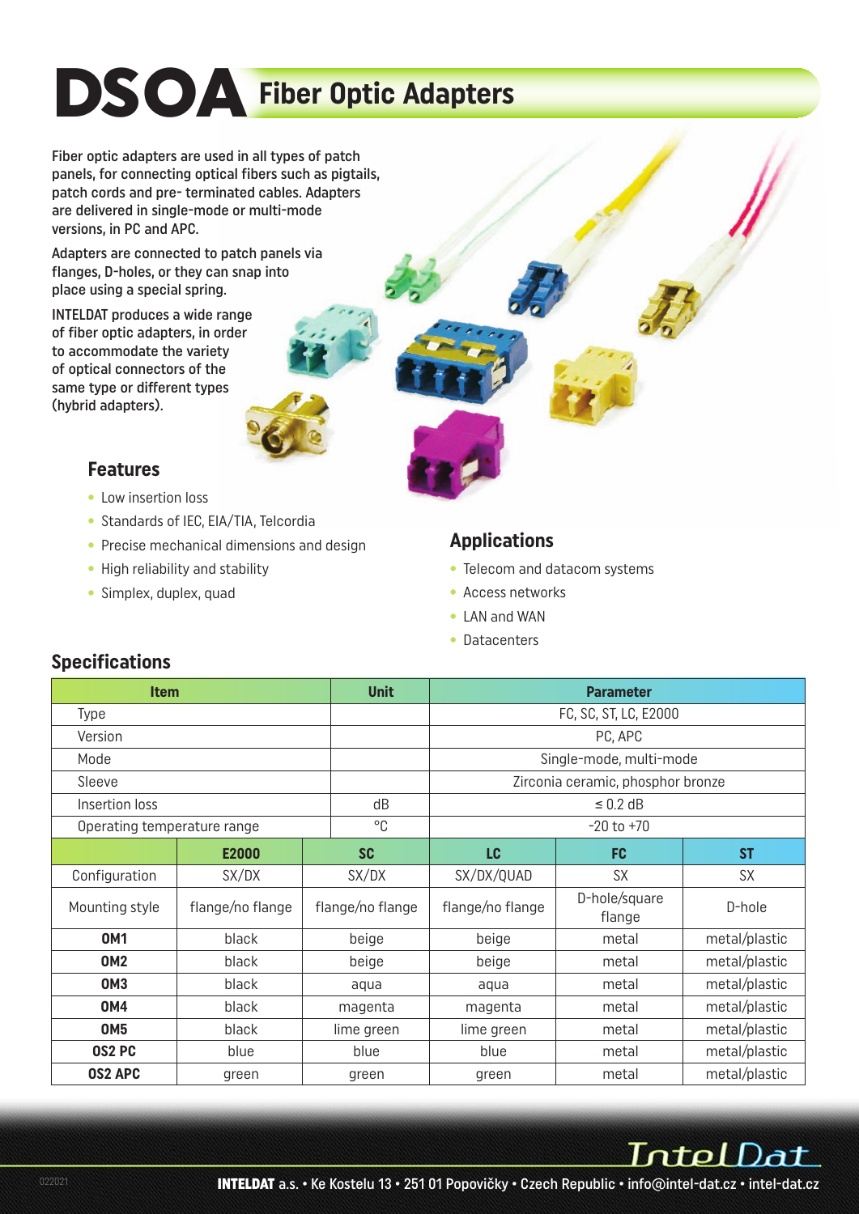# DSOA Fiber Optic Adapters

Fiber optic adapters are used in all types of patch panels, for connecting optical fibers such as pigtails, patch cords and pre- terminated cables. Adapters are delivered in single-mode or multi-mode versions, in PC and APC.

Adapters are connected to patch panels via flanges, D-holes, or they can snap into place using a special spring.

INTELDAT produces a wide range of fiber optic adapters, in order to accommodate the variety of optical connectors of the same type or different types (hybrid adapters).

### Features

- Low insertion loss
- Standards of IEC, EIA/TIA, Telcordia
- Precise mechanical dimensions and design
- High reliability and stability
- Simplex, duplex, quad

### Applications

- Telecom and datacom systems
- Access networks
- LAN and WAN
- Datacenters

## Specifications

| Item | Unit | Parameter |
|---|---|---|
| Type | | FC, SC, ST, LC, E2000 |
| Version | | PC, APC |
| Mode | | Single-mode, multi-mode |
| Sleeve | | Zirconia ceramic, phosphor bronze |
| Insertion loss | dB | ≤ 0.2 dB |
| Operating temperature range | °C | -20 to +70 |

| | E2000 | SC | LC | FC | ST |
|---|---|---|---|---|---|
| Configuration | SX/DX | SX/DX | SX/DX/QUAD | SX | SX |
| Mounting style | flange/no flange | flange/no flange | flange/no flange | D-hole/square flange | D-hole |
| **OM1** | black | beige | beige | metal | metal/plastic |
| **OM2** | black | beige | beige | metal | metal/plastic |
| **OM3** | black | aqua | aqua | metal | metal/plastic |
| **OM4** | black | magenta | magenta | metal | metal/plastic |
| **OM5** | black | lime green | lime green | metal | metal/plastic |
| **OS2 PC** | blue | blue | blue | metal | metal/plastic |
| **OS2 APC** | green | green | green | metal | metal/plastic |

**INTELDAT** a.s. • Ke Kostelu 13 • 251 01 Popovičky • Czech Republic • info@intel-dat.cz • intel-dat.cz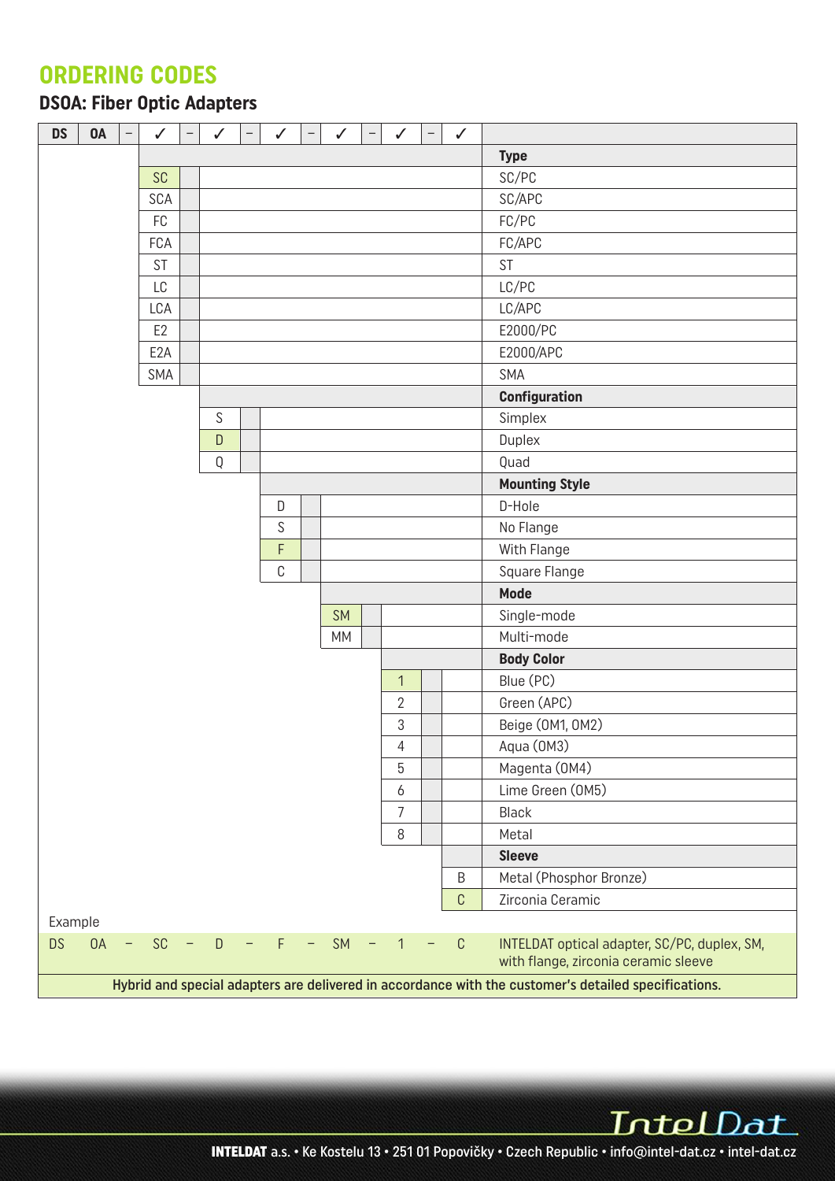## ORDERING CODES

### DSOA: Fiber Optic Adapters

| DS | OA | – | ✓ | – | ✓ | – | ✓ | – | ✓ | – | ✓ | – | ✓ | |
|---|---|---|---|---|---|---|---|---|---|---|---|---|---|---|
| | | | | | | | | | | | | | | **Type** |
| | | | SC | | | | | | | | | | | SC/PC |
| | | | SCA | | | | | | | | | | | SC/APC |
| | | | FC | | | | | | | | | | | FC/PC |
| | | | FCA | | | | | | | | | | | FC/APC |
| | | | ST | | | | | | | | | | | ST |
| | | | LC | | | | | | | | | | | LC/PC |
| | | | LCA | | | | | | | | | | | LC/APC |
| | | | E2 | | | | | | | | | | | E2000/PC |
| | | | E2A | | | | | | | | | | | E2000/APC |
| | | | SMA | | | | | | | | | | | SMA |
| | | | | | | | | | | | | | | **Configuration** |
| | | | | | S | | | | | | | | | Simplex |
| | | | | | D | | | | | | | | | Duplex |
| | | | | | Q | | | | | | | | | Quad |
| | | | | | | | | | | | | | | **Mounting Style** |
| | | | | | | | D | | | | | | | D-Hole |
| | | | | | | | S | | | | | | | No Flange |
| | | | | | | | F | | | | | | | With Flange |
| | | | | | | | C | | | | | | | Square Flange |
| | | | | | | | | | | | | | | **Mode** |
| | | | | | | | | | SM | | | | | Single-mode |
| | | | | | | | | | MM | | | | | Multi-mode |
| | | | | | | | | | | | | | | **Body Color** |
| | | | | | | | | | | | 1 | | | Blue (PC) |
| | | | | | | | | | | | 2 | | | Green (APC) |
| | | | | | | | | | | | 3 | | | Beige (OM1, OM2) |
| | | | | | | | | | | | 4 | | | Aqua (OM3) |
| | | | | | | | | | | | 5 | | | Magenta (OM4) |
| | | | | | | | | | | | 6 | | | Lime Green (OM5) |
| | | | | | | | | | | | 7 | | | Black |
| | | | | | | | | | | | 8 | | | Metal |
| | | | | | | | | | | | | | | **Sleeve** |
| | | | | | | | | | | | | | B | Metal (Phosphor Bronze) |
| | | | | | | | | | | | | | C | Zirconia Ceramic |
| Example | | | | | | | | | | | | | | |
| DS | OA | – | SC | – | D | – | F | – | SM | – | 1 | – | C | INTELDAT optical adapter, SC/PC, duplex, SM, with flange, zirconia ceramic sleeve |

**Hybrid and special adapters are delivered in accordance with the customer's detailed specifications.**

**INTELDAT** a.s. • Ke Kostelu 13 • 251 01 Popovičky • Czech Republic • info@intel-dat.cz • intel-dat.cz